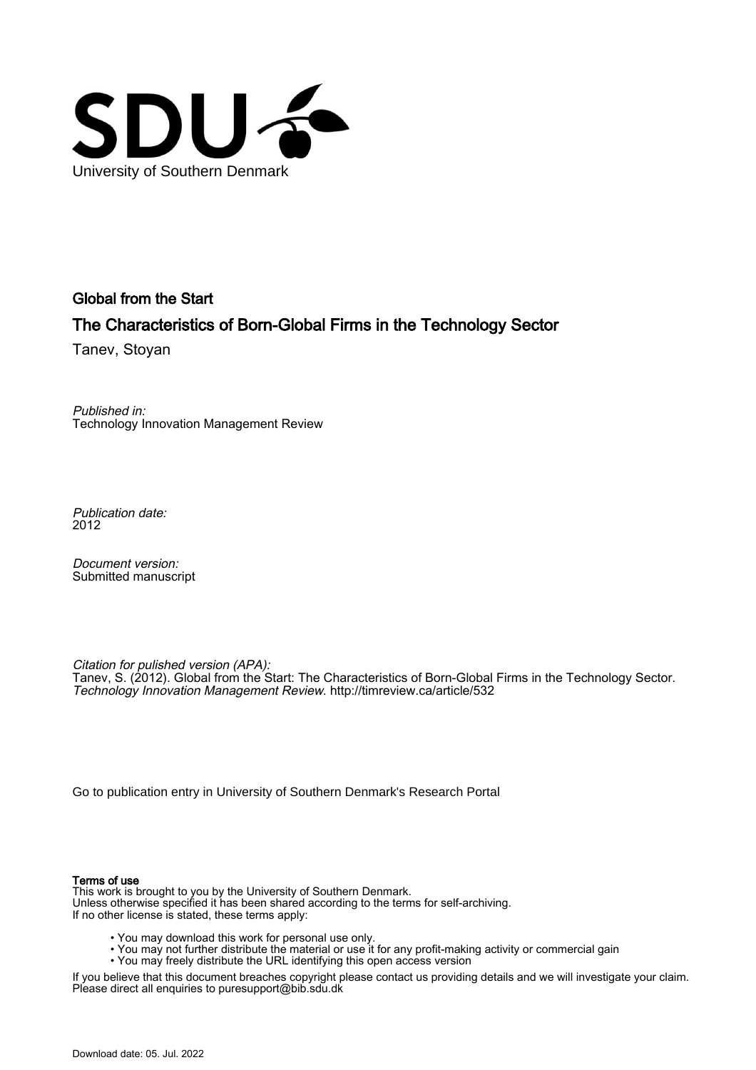University of Southern Denmark

# Global from the Start

## The Characteristics of Born-Global Firms in the Technology Sector

Tanev, Stoyan

*Published in:*
Technology Innovation Management Review

*Publication date:*
2012

*Document version:*
Submitted manuscript

*Citation for pulished version (APA):*
Tanev, S. (2012). Global from the Start: The Characteristics of Born-Global Firms in the Technology Sector. *Technology Innovation Management Review*. http://timreview.ca/article/532

Go to publication entry in University of Southern Denmark's Research Portal

**Terms of use**
This work is brought to you by the University of Southern Denmark.
Unless otherwise specified it has been shared according to the terms for self-archiving.
If no other license is stated, these terms apply:

- You may download this work for personal use only.
- You may not further distribute the material or use it for any profit-making activity or commercial gain
- You may freely distribute the URL identifying this open access version

If you believe that this document breaches copyright please contact us providing details and we will investigate your claim.
Please direct all enquiries to puresupport@bib.sdu.dk

Download date: 05. Jul. 2022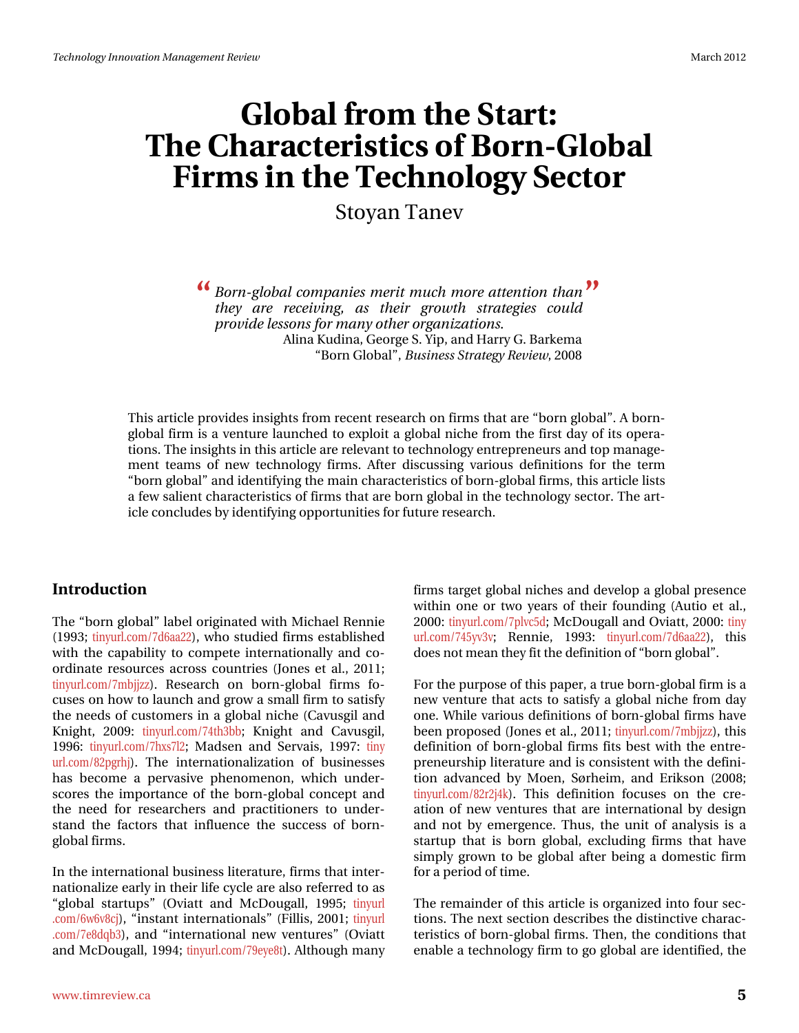# Global from the Start: The Characteristics of Born-Global Firms in the Technology Sector

Stoyan Tanev

> *Born-global companies merit much more attention than they are receiving, as their growth strategies could provide lessons for many other organizations.*
>
> Alina Kudina, George S. Yip, and Harry G. Barkema
> "Born Global", *Business Strategy Review*, 2008

This article provides insights from recent research on firms that are "born global". A born-global firm is a venture launched to exploit a global niche from the first day of its operations. The insights in this article are relevant to technology entrepreneurs and top management teams of new technology firms. After discussing various definitions for the term "born global" and identifying the main characteristics of born-global firms, this article lists a few salient characteristics of firms that are born global in the technology sector. The article concludes by identifying opportunities for future research.

## Introduction

The "born global" label originated with Michael Rennie (1993; tinyurl.com/7d6aa22), who studied firms established with the capability to compete internationally and coordinate resources across countries (Jones et al., 2011; tinyurl.com/7mbjjzz). Research on born-global firms focuses on how to launch and grow a small firm to satisfy the needs of customers in a global niche (Cavusgil and Knight, 2009: tinyurl.com/74th3bb; Knight and Cavusgil, 1996: tinyurl.com/7hxs7l2; Madsen and Servais, 1997: tinyurl.com/82pgrhj). The internationalization of businesses has become a pervasive phenomenon, which underscores the importance of the born-global concept and the need for researchers and practitioners to understand the factors that influence the success of born-global firms.

In the international business literature, firms that internationalize early in their life cycle are also referred to as "global startups" (Oviatt and McDougall, 1995; tinyurl.com/6w6v8cj), "instant internationals" (Fillis, 2001; tinyurl.com/7e8dqb3), and "international new ventures" (Oviatt and McDougall, 1994; tinyurl.com/79eye8t). Although many firms target global niches and develop a global presence within one or two years of their founding (Autio et al., 2000: tinyurl.com/7plvc5d; McDougall and Oviatt, 2000: tinyurl.com/745yv3v; Rennie, 1993: tinyurl.com/7d6aa22), this does not mean they fit the definition of "born global".

For the purpose of this paper, a true born-global firm is a new venture that acts to satisfy a global niche from day one. While various definitions of born-global firms have been proposed (Jones et al., 2011; tinyurl.com/7mbjjzz), this definition of born-global firms fits best with the entrepreneurship literature and is consistent with the definition advanced by Moen, Sørheim, and Erikson (2008; tinyurl.com/82r2j4k). This definition focuses on the creation of new ventures that are international by design and not by emergence. Thus, the unit of analysis is a startup that is born global, excluding firms that have simply grown to be global after being a domestic firm for a period of time.

The remainder of this article is organized into four sections. The next section describes the distinctive characteristics of born-global firms. Then, the conditions that enable a technology firm to go global are identified, the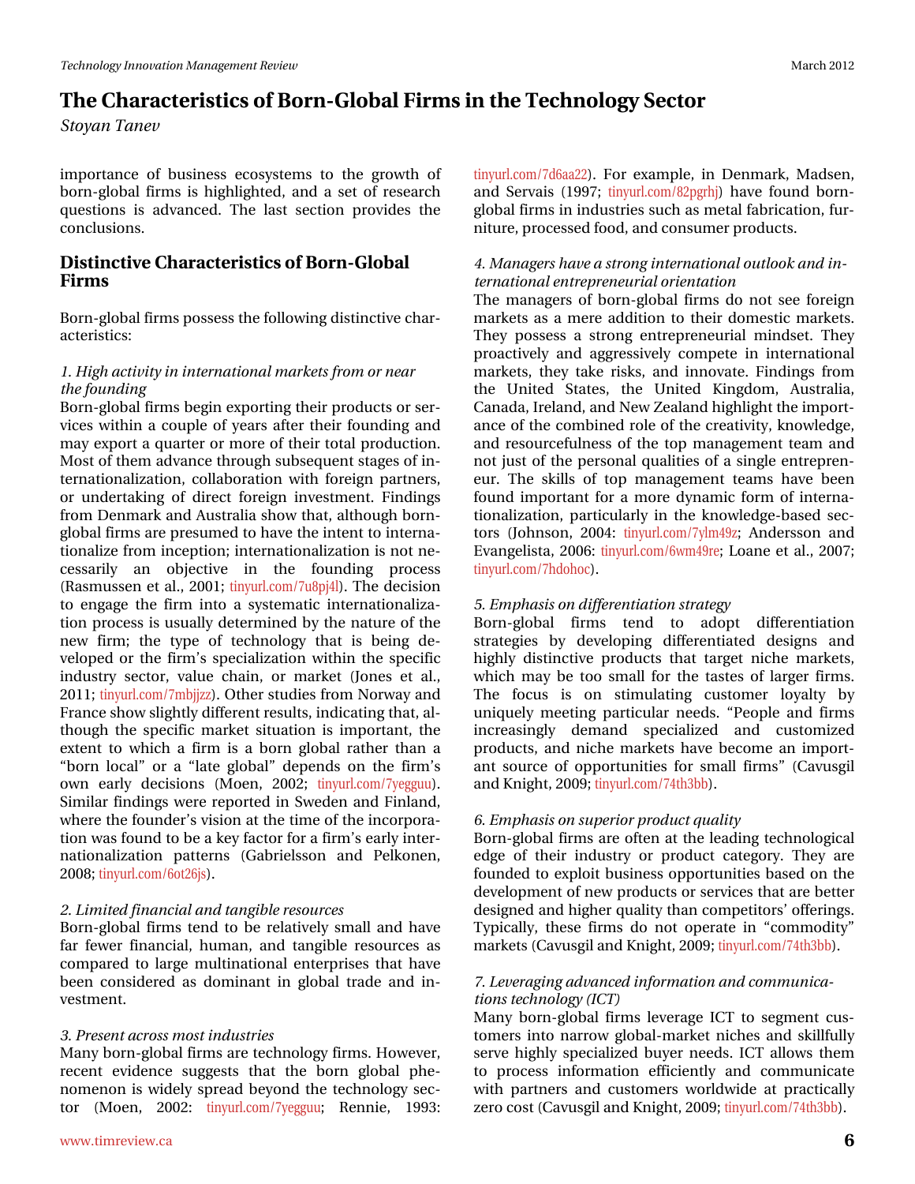importance of business ecosystems to the growth of born-global firms is highlighted, and a set of research questions is advanced. The last section provides the conclusions.

## Distinctive Characteristics of Born-Global Firms

Born-global firms possess the following distinctive characteristics:

*1. High activity in international markets from or near the founding*

Born-global firms begin exporting their products or services within a couple of years after their founding and may export a quarter or more of their total production. Most of them advance through subsequent stages of internationalization, collaboration with foreign partners, or undertaking of direct foreign investment. Findings from Denmark and Australia show that, although born-global firms are presumed to have the intent to internationalize from inception; internationalization is not necessarily an objective in the founding process (Rasmussen et al., 2001; tinyurl.com/7u8pj4l). The decision to engage the firm into a systematic internationalization process is usually determined by the nature of the new firm; the type of technology that is being developed or the firm's specialization within the specific industry sector, value chain, or market (Jones et al., 2011; tinyurl.com/7mbjjzz). Other studies from Norway and France show slightly different results, indicating that, although the specific market situation is important, the extent to which a firm is a born global rather than a "born local" or a "late global" depends on the firm's own early decisions (Moen, 2002; tinyurl.com/7yegguu). Similar findings were reported in Sweden and Finland, where the founder's vision at the time of the incorporation was found to be a key factor for a firm's early internationalization patterns (Gabrielsson and Pelkonen, 2008; tinyurl.com/6ot26js).

*2. Limited financial and tangible resources*

Born-global firms tend to be relatively small and have far fewer financial, human, and tangible resources as compared to large multinational enterprises that have been considered as dominant in global trade and investment.

*3. Present across most industries*

Many born-global firms are technology firms. However, recent evidence suggests that the born global phenomenon is widely spread beyond the technology sector (Moen, 2002: tinyurl.com/7yegguu; Rennie, 1993: tinyurl.com/7d6aa22). For example, in Denmark, Madsen, and Servais (1997; tinyurl.com/82pgrhj) have found born-global firms in industries such as metal fabrication, furniture, processed food, and consumer products.

*4. Managers have a strong international outlook and international entrepreneurial orientation*

The managers of born-global firms do not see foreign markets as a mere addition to their domestic markets. They possess a strong entrepreneurial mindset. They proactively and aggressively compete in international markets, they take risks, and innovate. Findings from the United States, the United Kingdom, Australia, Canada, Ireland, and New Zealand highlight the importance of the combined role of the creativity, knowledge, and resourcefulness of the top management team and not just of the personal qualities of a single entrepreneur. The skills of top management teams have been found important for a more dynamic form of internationalization, particularly in the knowledge-based sectors (Johnson, 2004: tinyurl.com/7ylm49z; Andersson and Evangelista, 2006: tinyurl.com/6wm49re; Loane et al., 2007; tinyurl.com/7hdohoc).

*5. Emphasis on differentiation strategy*

Born-global firms tend to adopt differentiation strategies by developing differentiated designs and highly distinctive products that target niche markets, which may be too small for the tastes of larger firms. The focus is on stimulating customer loyalty by uniquely meeting particular needs. "People and firms increasingly demand specialized and customized products, and niche markets have become an important source of opportunities for small firms" (Cavusgil and Knight, 2009; tinyurl.com/74th3bb).

*6. Emphasis on superior product quality*

Born-global firms are often at the leading technological edge of their industry or product category. They are founded to exploit business opportunities based on the development of new products or services that are better designed and higher quality than competitors' offerings. Typically, these firms do not operate in "commodity" markets (Cavusgil and Knight, 2009; tinyurl.com/74th3bb).

*7. Leveraging advanced information and communications technology (ICT)*

Many born-global firms leverage ICT to segment customers into narrow global-market niches and skillfully serve highly specialized buyer needs. ICT allows them to process information efficiently and communicate with partners and customers worldwide at practically zero cost (Cavusgil and Knight, 2009; tinyurl.com/74th3bb).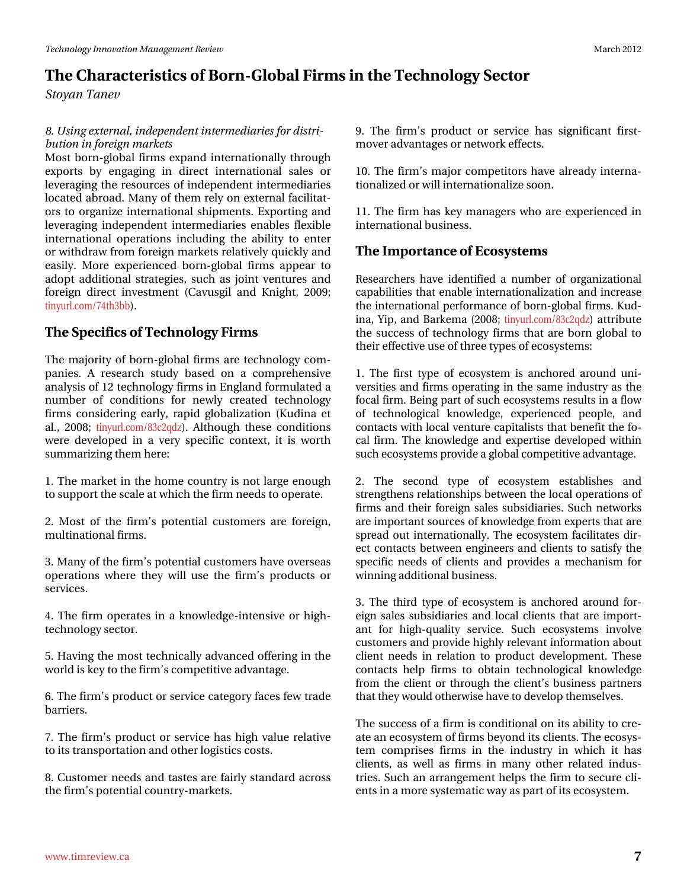*8. Using external, independent intermediaries for distribution in foreign markets*

Most born-global firms expand internationally through exports by engaging in direct international sales or leveraging the resources of independent intermediaries located abroad. Many of them rely on external facilitators to organize international shipments. Exporting and leveraging independent intermediaries enables flexible international operations including the ability to enter or withdraw from foreign markets relatively quickly and easily. More experienced born-global firms appear to adopt additional strategies, such as joint ventures and foreign direct investment (Cavusgil and Knight, 2009; tinyurl.com/74th3bb).

## The Specifics of Technology Firms

The majority of born-global firms are technology companies. A research study based on a comprehensive analysis of 12 technology firms in England formulated a number of conditions for newly created technology firms considering early, rapid globalization (Kudina et al., 2008; tinyurl.com/83c2qdz). Although these conditions were developed in a very specific context, it is worth summarizing them here:

1. The market in the home country is not large enough to support the scale at which the firm needs to operate.

2. Most of the firm's potential customers are foreign, multinational firms.

3. Many of the firm's potential customers have overseas operations where they will use the firm's products or services.

4. The firm operates in a knowledge-intensive or high-technology sector.

5. Having the most technically advanced offering in the world is key to the firm's competitive advantage.

6. The firm's product or service category faces few trade barriers.

7. The firm's product or service has high value relative to its transportation and other logistics costs.

8. Customer needs and tastes are fairly standard across the firm's potential country-markets.

9. The firm's product or service has significant first-mover advantages or network effects.

10. The firm's major competitors have already internationalized or will internationalize soon.

11. The firm has key managers who are experienced in international business.

## The Importance of Ecosystems

Researchers have identified a number of organizational capabilities that enable internationalization and increase the international performance of born-global firms. Kudina, Yip, and Barkema (2008; tinyurl.com/83c2qdz) attribute the success of technology firms that are born global to their effective use of three types of ecosystems:

1. The first type of ecosystem is anchored around universities and firms operating in the same industry as the focal firm. Being part of such ecosystems results in a flow of technological knowledge, experienced people, and contacts with local venture capitalists that benefit the focal firm. The knowledge and expertise developed within such ecosystems provide a global competitive advantage.

2. The second type of ecosystem establishes and strengthens relationships between the local operations of firms and their foreign sales subsidiaries. Such networks are important sources of knowledge from experts that are spread out internationally. The ecosystem facilitates direct contacts between engineers and clients to satisfy the specific needs of clients and provides a mechanism for winning additional business.

3. The third type of ecosystem is anchored around foreign sales subsidiaries and local clients that are important for high-quality service. Such ecosystems involve customers and provide highly relevant information about client needs in relation to product development. These contacts help firms to obtain technological knowledge from the client or through the client's business partners that they would otherwise have to develop themselves.

The success of a firm is conditional on its ability to create an ecosystem of firms beyond its clients. The ecosystem comprises firms in the industry in which it has clients, as well as firms in many other related industries. Such an arrangement helps the firm to secure clients in a more systematic way as part of its ecosystem.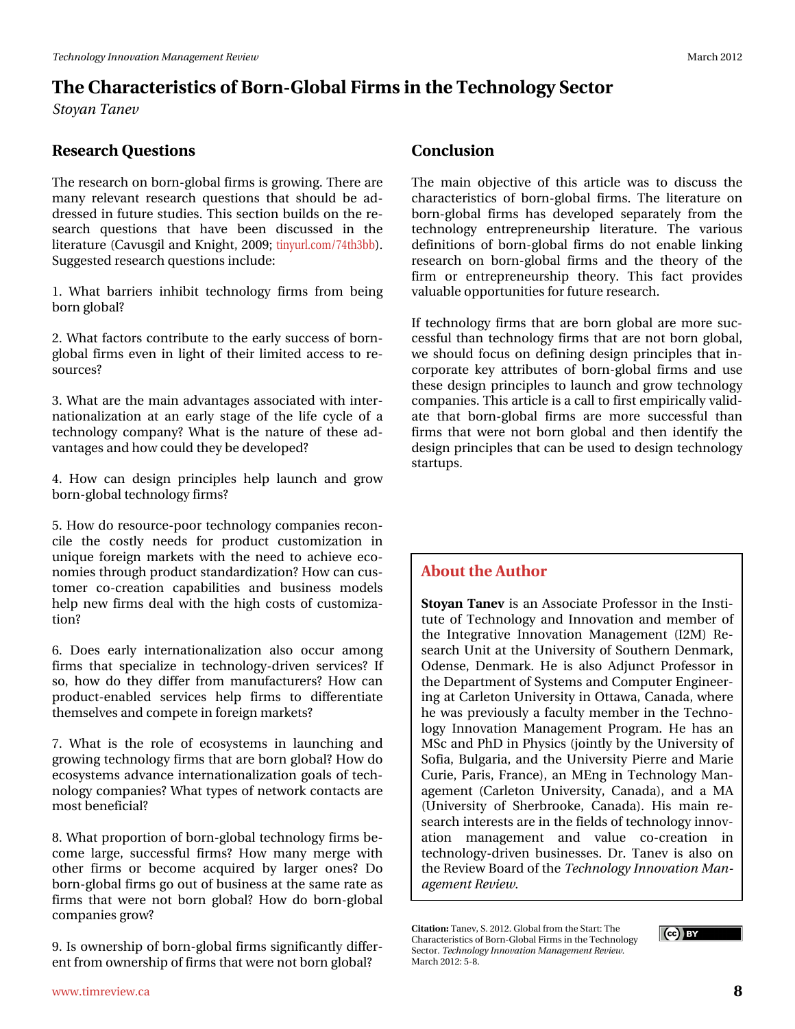## Research Questions

The research on born-global firms is growing. There are many relevant research questions that should be addressed in future studies. This section builds on the research questions that have been discussed in the literature (Cavusgil and Knight, 2009; tinyurl.com/74th3bb). Suggested research questions include:

1. What barriers inhibit technology firms from being born global?

2. What factors contribute to the early success of born-global firms even in light of their limited access to resources?

3. What are the main advantages associated with internationalization at an early stage of the life cycle of a technology company? What is the nature of these advantages and how could they be developed?

4. How can design principles help launch and grow born-global technology firms?

5. How do resource-poor technology companies reconcile the costly needs for product customization in unique foreign markets with the need to achieve economies through product standardization? How can customer co-creation capabilities and business models help new firms deal with the high costs of customization?

6. Does early internationalization also occur among firms that specialize in technology-driven services? If so, how do they differ from manufacturers? How can product-enabled services help firms to differentiate themselves and compete in foreign markets?

7. What is the role of ecosystems in launching and growing technology firms that are born global? How do ecosystems advance internationalization goals of technology companies? What types of network contacts are most beneficial?

8. What proportion of born-global technology firms become large, successful firms? How many merge with other firms or become acquired by larger ones? Do born-global firms go out of business at the same rate as firms that were not born global? How do born-global companies grow?

9. Is ownership of born-global firms significantly different from ownership of firms that were not born global?

## Conclusion

The main objective of this article was to discuss the characteristics of born-global firms. The literature on born-global firms has developed separately from the technology entrepreneurship literature. The various definitions of born-global firms do not enable linking research on born-global firms and the theory of the firm or entrepreneurship theory. This fact provides valuable opportunities for future research.

If technology firms that are born global are more successful than technology firms that are not born global, we should focus on defining design principles that incorporate key attributes of born-global firms and use these design principles to launch and grow technology companies. This article is a call to first empirically validate that born-global firms are more successful than firms that were not born global and then identify the design principles that can be used to design technology startups.

### About the Author

**Stoyan Tanev** is an Associate Professor in the Institute of Technology and Innovation and member of the Integrative Innovation Management (I2M) Research Unit at the University of Southern Denmark, Odense, Denmark. He is also Adjunct Professor in the Department of Systems and Computer Engineering at Carleton University in Ottawa, Canada, where he was previously a faculty member in the Technology Innovation Management Program. He has an MSc and PhD in Physics (jointly by the University of Sofia, Bulgaria, and the University Pierre and Marie Curie, Paris, France), an MEng in Technology Management (Carleton University, Canada), and a MA (University of Sherbrooke, Canada). His main research interests are in the fields of technology innovation management and value co-creation in technology-driven businesses. Dr. Tanev is also on the Review Board of the *Technology Innovation Management Review.*

**Citation:** Tanev, S. 2012. Global from the Start: The Characteristics of Born-Global Firms in the Technology Sector. *Technology Innovation Management Review.* March 2012: 5-8.